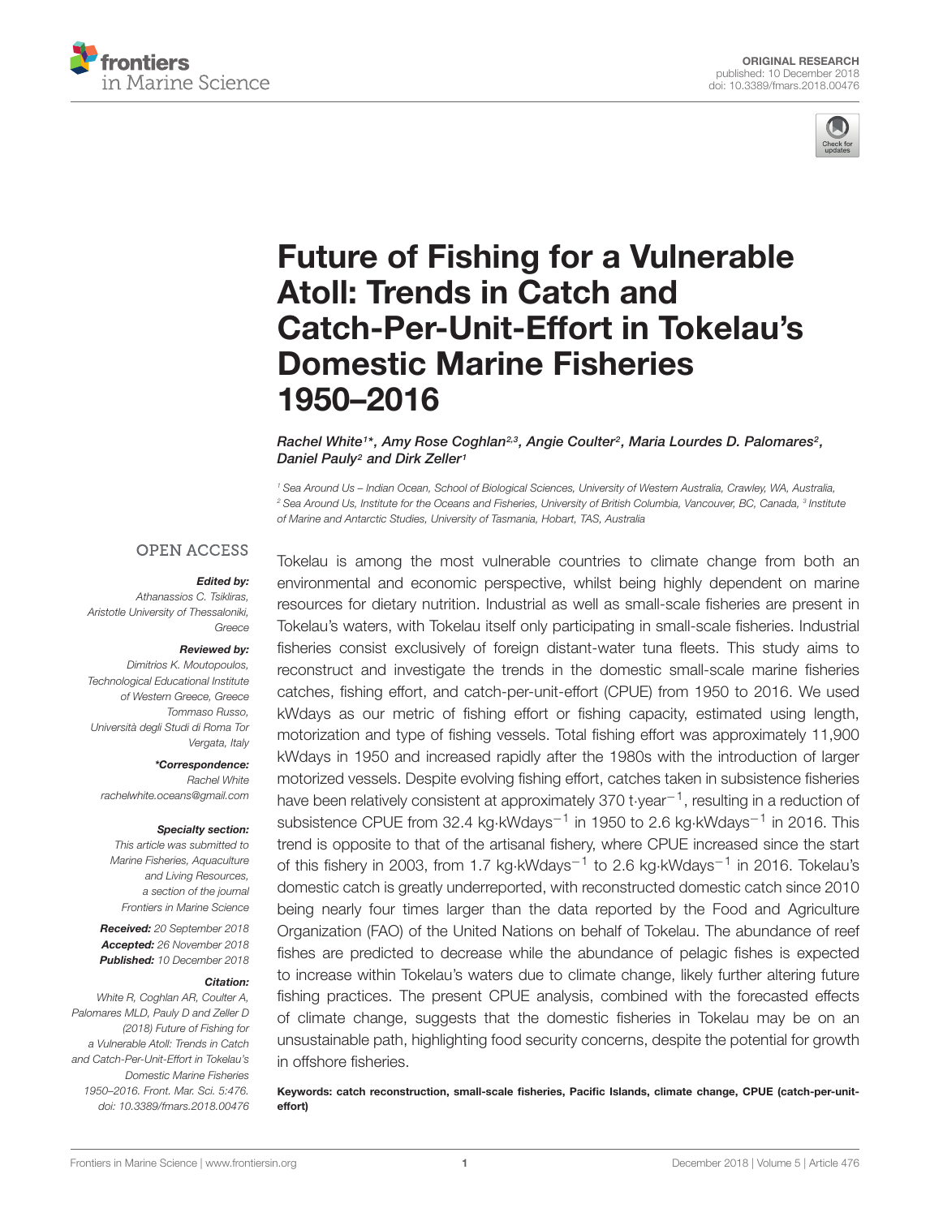ORIGINAL RESEARCH
published: 10 December 2018
doi: 10.3389/fmars.2018.00476

# Future of Fishing for a Vulnerable Atoll: Trends in Catch and Catch-Per-Unit-Effort in Tokelau's Domestic Marine Fisheries 1950–2016

*Rachel White[1]\*, Amy Rose Coghlan[2,3], Angie Coulter[2], Maria Lourdes D. Palomares[2], Daniel Pauly[2] and Dirk Zeller[1]*

[1] Sea Around Us – Indian Ocean, School of Biological Sciences, University of Western Australia, Crawley, WA, Australia, [2] Sea Around Us, Institute for the Oceans and Fisheries, University of British Columbia, Vancouver, BC, Canada, [3] Institute of Marine and Antarctic Studies, University of Tasmania, Hobart, TAS, Australia

OPEN ACCESS

***Edited by:***
*Athanassios C. Tsikliras, Aristotle University of Thessaloniki, Greece*

***Reviewed by:***
*Dimitrios K. Moutopoulos, Technological Educational Institute of Western Greece, Greece*
*Tommaso Russo, Università degli Studi di Roma Tor Vergata, Italy*

***\*Correspondence:***
*Rachel White*
*rachelwhite.oceans@gmail.com*

***Specialty section:***
*This article was submitted to Marine Fisheries, Aquaculture and Living Resources, a section of the journal Frontiers in Marine Science*

***Received:*** *20 September 2018*
***Accepted:*** *26 November 2018*
***Published:*** *10 December 2018*

***Citation:***
*White R, Coghlan AR, Coulter A, Palomares MLD, Pauly D and Zeller D (2018) Future of Fishing for a Vulnerable Atoll: Trends in Catch and Catch-Per-Unit-Effort in Tokelau's Domestic Marine Fisheries 1950–2016. Front. Mar. Sci. 5:476. doi: 10.3389/fmars.2018.00476*

Tokelau is among the most vulnerable countries to climate change from both an environmental and economic perspective, whilst being highly dependent on marine resources for dietary nutrition. Industrial as well as small-scale fisheries are present in Tokelau's waters, with Tokelau itself only participating in small-scale fisheries. Industrial fisheries consist exclusively of foreign distant-water tuna fleets. This study aims to reconstruct and investigate the trends in the domestic small-scale marine fisheries catches, fishing effort, and catch-per-unit-effort (CPUE) from 1950 to 2016. We used kWdays as our metric of fishing effort or fishing capacity, estimated using length, motorization and type of fishing vessels. Total fishing effort was approximately 11,900 kWdays in 1950 and increased rapidly after the 1980s with the introduction of larger motorized vessels. Despite evolving fishing effort, catches taken in subsistence fisheries have been relatively consistent at approximately 370 t·year$^{-1}$, resulting in a reduction of subsistence CPUE from 32.4 kg·kWdays$^{-1}$ in 1950 to 2.6 kg·kWdays$^{-1}$ in 2016. This trend is opposite to that of the artisanal fishery, where CPUE increased since the start of this fishery in 2003, from 1.7 kg·kWdays$^{-1}$ to 2.6 kg·kWdays$^{-1}$ in 2016. Tokelau's domestic catch is greatly underreported, with reconstructed domestic catch since 2010 being nearly four times larger than the data reported by the Food and Agriculture Organization (FAO) of the United Nations on behalf of Tokelau. The abundance of reef fishes are predicted to decrease while the abundance of pelagic fishes is expected to increase within Tokelau's waters due to climate change, likely further altering future fishing practices. The present CPUE analysis, combined with the forecasted effects of climate change, suggests that the domestic fisheries in Tokelau may be on an unsustainable path, highlighting food security concerns, despite the potential for growth in offshore fisheries.

**Keywords: catch reconstruction, small-scale fisheries, Pacific Islands, climate change, CPUE (catch-per-unit-effort)**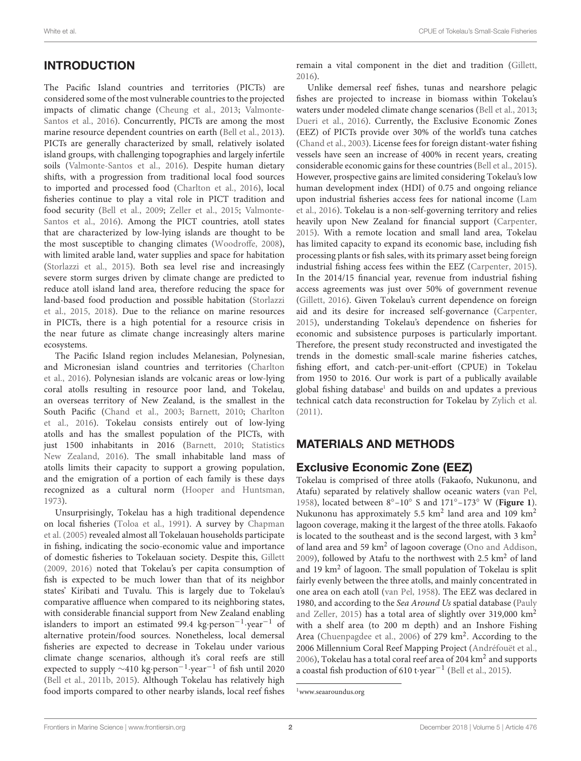## INTRODUCTION

The Pacific Island countries and territories (PICTs) are considered some of the most vulnerable countries to the projected impacts of climatic change (Cheung et al., 2013; Valmonte-Santos et al., 2016). Concurrently, PICTs are among the most marine resource dependent countries on earth (Bell et al., 2013). PICTs are generally characterized by small, relatively isolated island groups, with challenging topographies and largely infertile soils (Valmonte-Santos et al., 2016). Despite human dietary shifts, with a progression from traditional local food sources to imported and processed food (Charlton et al., 2016), local fisheries continue to play a vital role in PICT tradition and food security (Bell et al., 2009; Zeller et al., 2015; Valmonte-Santos et al., 2016). Among the PICT countries, atoll states that are characterized by low-lying islands are thought to be the most susceptible to changing climates (Woodroffe, 2008), with limited arable land, water supplies and space for habitation (Storlazzi et al., 2015). Both sea level rise and increasingly severe storm surges driven by climate change are predicted to reduce atoll island land area, therefore reducing the space for land-based food production and possible habitation (Storlazzi et al., 2015, 2018). Due to the reliance on marine resources in PICTs, there is a high potential for a resource crisis in the near future as climate change increasingly alters marine ecosystems.

The Pacific Island region includes Melanesian, Polynesian, and Micronesian island countries and territories (Charlton et al., 2016). Polynesian islands are volcanic areas or low-lying coral atolls resulting in resource poor land, and Tokelau, an overseas territory of New Zealand, is the smallest in the South Pacific (Chand et al., 2003; Barnett, 2010; Charlton et al., 2016). Tokelau consists entirely out of low-lying atolls and has the smallest population of the PICTs, with just 1500 inhabitants in 2016 (Barnett, 2010; Statistics New Zealand, 2016). The small inhabitable land mass of atolls limits their capacity to support a growing population, and the emigration of a portion of each family is these days recognized as a cultural norm (Hooper and Huntsman, 1973).

Unsurprisingly, Tokelau has a high traditional dependence on local fisheries (Toloa et al., 1991). A survey by Chapman et al. (2005) revealed almost all Tokelauan households participate in fishing, indicating the socio-economic value and importance of domestic fisheries to Tokelauan society. Despite this, Gillett (2009, 2016) noted that Tokelau's per capita consumption of fish is expected to be much lower than that of its neighbor states' Kiribati and Tuvalu. This is largely due to Tokelau's comparative affluence when compared to its neighboring states, with considerable financial support from New Zealand enabling islanders to import an estimated 99.4 kg·person$^{-1}$·year$^{-1}$ of alternative protein/food sources. Nonetheless, local demersal fisheries are expected to decrease in Tokelau under various climate change scenarios, although it's coral reefs are still expected to supply ~410 kg·person$^{-1}$·year$^{-1}$ of fish until 2020 (Bell et al., 2011b, 2015). Although Tokelau has relatively high food imports compared to other nearby islands, local reef fishes remain a vital component in the diet and tradition (Gillett, 2016).

Unlike demersal reef fishes, tunas and nearshore pelagic fishes are projected to increase in biomass within Tokelau's waters under modeled climate change scenarios (Bell et al., 2013; Dueri et al., 2016). Currently, the Exclusive Economic Zones (EEZ) of PICTs provide over 30% of the world's tuna catches (Chand et al., 2003). License fees for foreign distant-water fishing vessels have seen an increase of 400% in recent years, creating considerable economic gains for these countries (Bell et al., 2015). However, prospective gains are limited considering Tokelau's low human development index (HDI) of 0.75 and ongoing reliance upon industrial fisheries access fees for national income (Lam et al., 2016). Tokelau is a non-self-governing territory and relies heavily upon New Zealand for financial support (Carpenter, 2015). With a remote location and small land area, Tokelau has limited capacity to expand its economic base, including fish processing plants or fish sales, with its primary asset being foreign industrial fishing access fees within the EEZ (Carpenter, 2015). In the 2014/15 financial year, revenue from industrial fishing access agreements was just over 50% of government revenue (Gillett, 2016). Given Tokelau's current dependence on foreign aid and its desire for increased self-governance (Carpenter, 2015), understanding Tokelau's dependence on fisheries for economic and subsistence purposes is particularly important. Therefore, the present study reconstructed and investigated the trends in the domestic small-scale marine fisheries catches, fishing effort, and catch-per-unit-effort (CPUE) in Tokelau from 1950 to 2016. Our work is part of a publically available global fishing database[1] and builds on and updates a previous technical catch data reconstruction for Tokelau by Zylich et al. (2011).

## MATERIALS AND METHODS

### Exclusive Economic Zone (EEZ)

Tokelau is comprised of three atolls (Fakaofo, Nukunonu, and Atafu) separated by relatively shallow oceanic waters (van Pel, 1958), located between 8°–10° S and 171°–173° W (**Figure 1**). Nukunonu has approximately 5.5 km$^2$ land area and 109 km$^2$ lagoon coverage, making it the largest of the three atolls. Fakaofo is located to the southeast and is the second largest, with 3 km$^2$ of land area and 59 km$^2$ of lagoon coverage (Ono and Addison, 2009), followed by Atafu to the northwest with 2.5 km$^2$ of land and 19 km$^2$ of lagoon. The small population of Tokelau is split fairly evenly between the three atolls, and mainly concentrated in one area on each atoll (van Pel, 1958). The EEZ was declared in 1980, and according to the *Sea Around Us* spatial database (Pauly and Zeller, 2015) has a total area of slightly over 319,000 km$^2$ with a shelf area (to 200 m depth) and an Inshore Fishing Area (Chuenpagdee et al., 2006) of 279 km$^2$. According to the 2006 Millennium Coral Reef Mapping Project (Andréfouët et al., 2006), Tokelau has a total coral reef area of 204 km$^2$ and supports a coastal fish production of 610 t·year$^{-1}$ (Bell et al., 2015).

[1] www.seaaroundus.org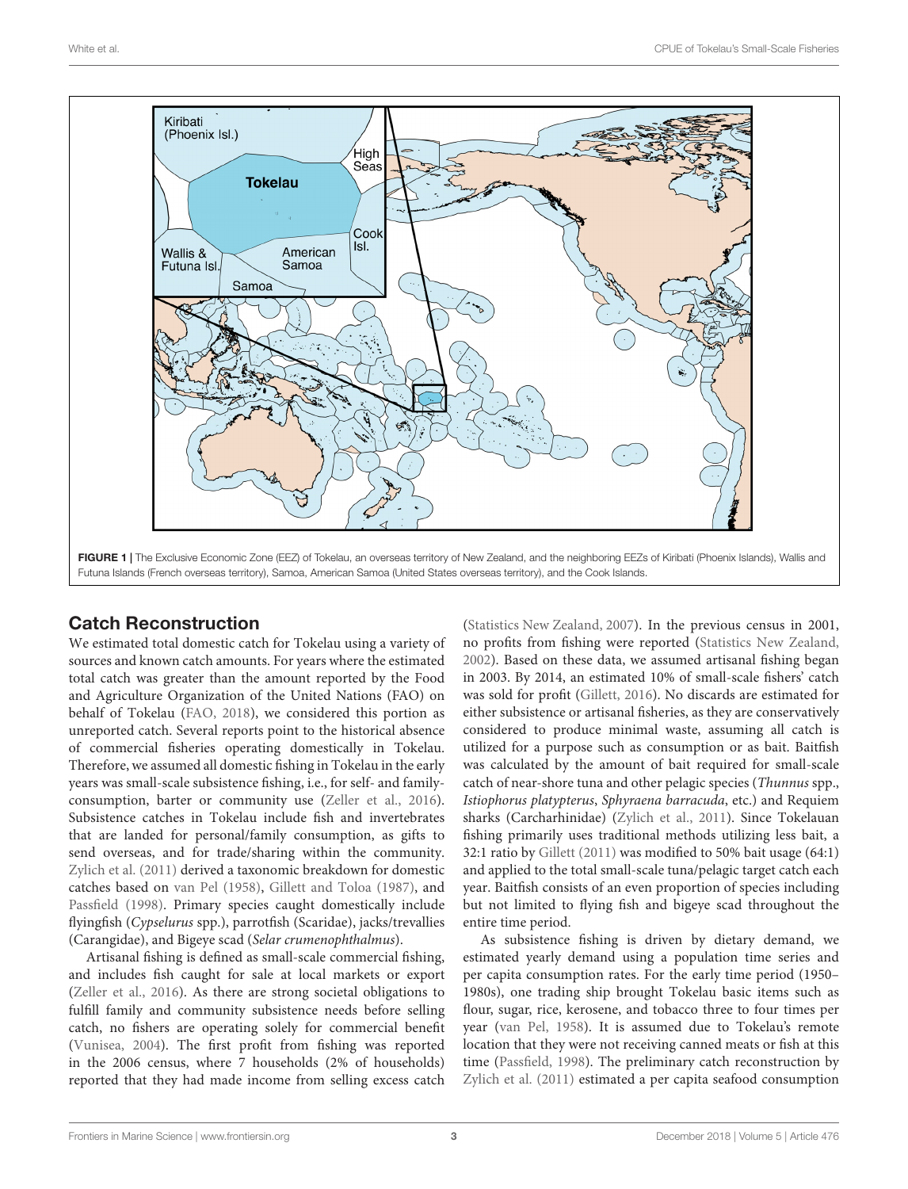FIGURE 1 | The Exclusive Economic Zone (EEZ) of Tokelau, an overseas territory of New Zealand, and the neighboring EEZs of Kiribati (Phoenix Islands), Wallis and Futuna Islands (French overseas territory), Samoa, American Samoa (United States overseas territory), and the Cook Islands.

## Catch Reconstruction

We estimated total domestic catch for Tokelau using a variety of sources and known catch amounts. For years where the estimated total catch was greater than the amount reported by the Food and Agriculture Organization of the United Nations (FAO) on behalf of Tokelau (FAO, 2018), we considered this portion as unreported catch. Several reports point to the historical absence of commercial fisheries operating domestically in Tokelau. Therefore, we assumed all domestic fishing in Tokelau in the early years was small-scale subsistence fishing, i.e., for self- and family-consumption, barter or community use (Zeller et al., 2016). Subsistence catches in Tokelau include fish and invertebrates that are landed for personal/family consumption, as gifts to send overseas, and for trade/sharing within the community. Zylich et al. (2011) derived a taxonomic breakdown for domestic catches based on van Pel (1958), Gillett and Toloa (1987), and Passfield (1998). Primary species caught domestically include flyingfish (*Cypselurus* spp.), parrotfish (Scaridae), jacks/trevallies (Carangidae), and Bigeye scad (*Selar crumenophthalmus*).

Artisanal fishing is defined as small-scale commercial fishing, and includes fish caught for sale at local markets or export (Zeller et al., 2016). As there are strong societal obligations to fulfill family and community subsistence needs before selling catch, no fishers are operating solely for commercial benefit (Vunisea, 2004). The first profit from fishing was reported in the 2006 census, where 7 households (2% of households) reported that they had made income from selling excess catch (Statistics New Zealand, 2007). In the previous census in 2001, no profits from fishing were reported (Statistics New Zealand, 2002). Based on these data, we assumed artisanal fishing began in 2003. By 2014, an estimated 10% of small-scale fishers' catch was sold for profit (Gillett, 2016). No discards are estimated for either subsistence or artisanal fisheries, as they are conservatively considered to produce minimal waste, assuming all catch is utilized for a purpose such as consumption or as bait. Baitfish was calculated by the amount of bait required for small-scale catch of near-shore tuna and other pelagic species (*Thunnus* spp., *Istiophorus platypterus*, *Sphyraena barracuda*, etc.) and Requiem sharks (Carcharhinidae) (Zylich et al., 2011). Since Tokelauan fishing primarily uses traditional methods utilizing less bait, a 32:1 ratio by Gillett (2011) was modified to 50% bait usage (64:1) and applied to the total small-scale tuna/pelagic target catch each year. Baitfish consists of an even proportion of species including but not limited to flying fish and bigeye scad throughout the entire time period.

As subsistence fishing is driven by dietary demand, we estimated yearly demand using a population time series and per capita consumption rates. For the early time period (1950–1980s), one trading ship brought Tokelau basic items such as flour, sugar, rice, kerosene, and tobacco three to four times per year (van Pel, 1958). It is assumed due to Tokelau's remote location that they were not receiving canned meats or fish at this time (Passfield, 1998). The preliminary catch reconstruction by Zylich et al. (2011) estimated a per capita seafood consumption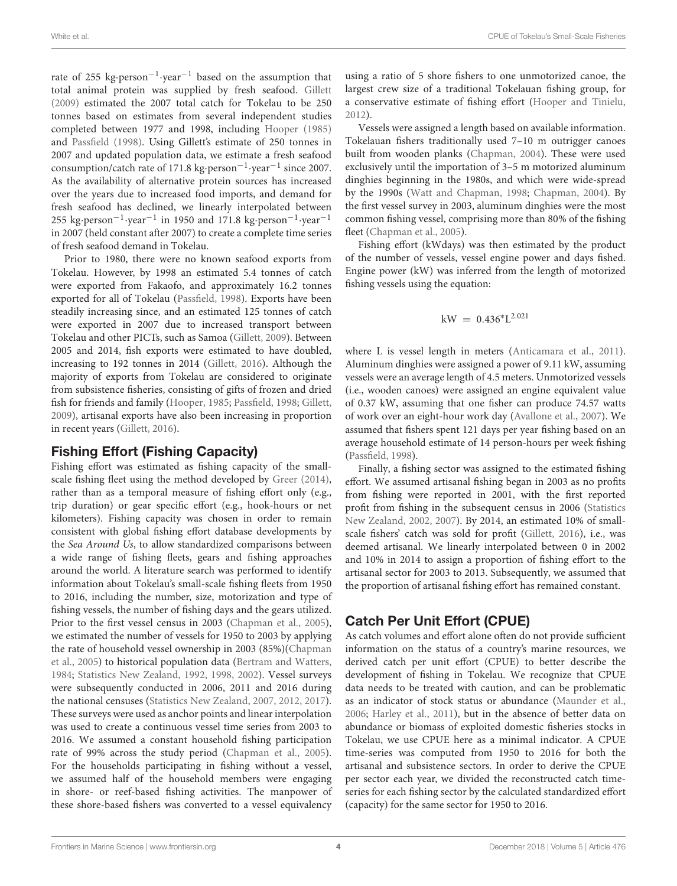rate of 255 kg·person$^{-1}$·year$^{-1}$ based on the assumption that total animal protein was supplied by fresh seafood. Gillett (2009) estimated the 2007 total catch for Tokelau to be 250 tonnes based on estimates from several independent studies completed between 1977 and 1998, including Hooper (1985) and Passfield (1998). Using Gillett's estimate of 250 tonnes in 2007 and updated population data, we estimate a fresh seafood consumption/catch rate of 171.8 kg·person$^{-1}$·year$^{-1}$ since 2007. As the availability of alternative protein sources has increased over the years due to increased food imports, and demand for fresh seafood has declined, we linearly interpolated between 255 kg·person$^{-1}$·year$^{-1}$ in 1950 and 171.8 kg·person$^{-1}$·year$^{-1}$ in 2007 (held constant after 2007) to create a complete time series of fresh seafood demand in Tokelau.

Prior to 1980, there were no known seafood exports from Tokelau. However, by 1998 an estimated 5.4 tonnes of catch were exported from Fakaofo, and approximately 16.2 tonnes exported for all of Tokelau (Passfield, 1998). Exports have been steadily increasing since, and an estimated 125 tonnes of catch were exported in 2007 due to increased transport between Tokelau and other PICTs, such as Samoa (Gillett, 2009). Between 2005 and 2014, fish exports were estimated to have doubled, increasing to 192 tonnes in 2014 (Gillett, 2016). Although the majority of exports from Tokelau are considered to originate from subsistence fisheries, consisting of gifts of frozen and dried fish for friends and family (Hooper, 1985; Passfield, 1998; Gillett, 2009), artisanal exports have also been increasing in proportion in recent years (Gillett, 2016).

## Fishing Effort (Fishing Capacity)

Fishing effort was estimated as fishing capacity of the small-scale fishing fleet using the method developed by Greer (2014), rather than as a temporal measure of fishing effort only (e.g., trip duration) or gear specific effort (e.g., hook-hours or net kilometers). Fishing capacity was chosen in order to remain consistent with global fishing effort database developments by the *Sea Around Us*, to allow standardized comparisons between a wide range of fishing fleets, gears and fishing approaches around the world. A literature search was performed to identify information about Tokelau's small-scale fishing fleets from 1950 to 2016, including the number, size, motorization and type of fishing vessels, the number of fishing days and the gears utilized. Prior to the first vessel census in 2003 (Chapman et al., 2005), we estimated the number of vessels for 1950 to 2003 by applying the rate of household vessel ownership in 2003 (85%)(Chapman et al., 2005) to historical population data (Bertram and Watters, 1984; Statistics New Zealand, 1992, 1998, 2002). Vessel surveys were subsequently conducted in 2006, 2011 and 2016 during the national censuses (Statistics New Zealand, 2007, 2012, 2017). These surveys were used as anchor points and linear interpolation was used to create a continuous vessel time series from 2003 to 2016. We assumed a constant household fishing participation rate of 99% across the study period (Chapman et al., 2005). For the households participating in fishing without a vessel, we assumed half of the household members were engaging in shore- or reef-based fishing activities. The manpower of these shore-based fishers was converted to a vessel equivalency using a ratio of 5 shore fishers to one unmotorized canoe, the largest crew size of a traditional Tokelauan fishing group, for a conservative estimate of fishing effort (Hooper and Tinielu, 2012).

Vessels were assigned a length based on available information. Tokelauan fishers traditionally used 7–10 m outrigger canoes built from wooden planks (Chapman, 2004). These were used exclusively until the importation of 3–5 m motorized aluminum dinghies beginning in the 1980s, and which were wide-spread by the 1990s (Watt and Chapman, 1998; Chapman, 2004). By the first vessel survey in 2003, aluminum dinghies were the most common fishing vessel, comprising more than 80% of the fishing fleet (Chapman et al., 2005).

Fishing effort (kWdays) was then estimated by the product of the number of vessels, vessel engine power and days fished. Engine power (kW) was inferred from the length of motorized fishing vessels using the equation:

$$\text{kW} = 0.436^{*}\text{L}^{2.021}$$

where L is vessel length in meters (Anticamara et al., 2011). Aluminum dinghies were assigned a power of 9.11 kW, assuming vessels were an average length of 4.5 meters. Unmotorized vessels (i.e., wooden canoes) were assigned an engine equivalent value of 0.37 kW, assuming that one fisher can produce 74.57 watts of work over an eight-hour work day (Avallone et al., 2007). We assumed that fishers spent 121 days per year fishing based on an average household estimate of 14 person-hours per week fishing (Passfield, 1998).

Finally, a fishing sector was assigned to the estimated fishing effort. We assumed artisanal fishing began in 2003 as no profits from fishing were reported in 2001, with the first reported profit from fishing in the subsequent census in 2006 (Statistics New Zealand, 2002, 2007). By 2014, an estimated 10% of small-scale fishers' catch was sold for profit (Gillett, 2016), i.e., was deemed artisanal. We linearly interpolated between 0 in 2002 and 10% in 2014 to assign a proportion of fishing effort to the artisanal sector for 2003 to 2013. Subsequently, we assumed that the proportion of artisanal fishing effort has remained constant.

## Catch Per Unit Effort (CPUE)

As catch volumes and effort alone often do not provide sufficient information on the status of a country's marine resources, we derived catch per unit effort (CPUE) to better describe the development of fishing in Tokelau. We recognize that CPUE data needs to be treated with caution, and can be problematic as an indicator of stock status or abundance (Maunder et al., 2006; Harley et al., 2011), but in the absence of better data on abundance or biomass of exploited domestic fisheries stocks in Tokelau, we use CPUE here as a minimal indicator. A CPUE time-series was computed from 1950 to 2016 for both the artisanal and subsistence sectors. In order to derive the CPUE per sector each year, we divided the reconstructed catch time-series for each fishing sector by the calculated standardized effort (capacity) for the same sector for 1950 to 2016.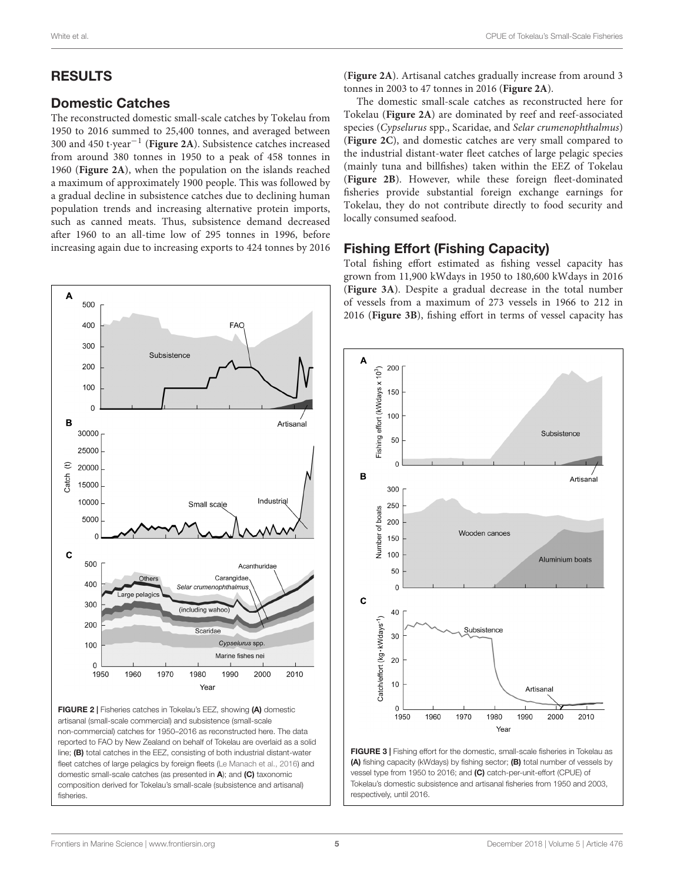## RESULTS

### Domestic Catches

The reconstructed domestic small-scale catches by Tokelau from 1950 to 2016 summed to 25,400 tonnes, and averaged between 300 and 450 t·year$^{-1}$ (**Figure 2A**). Subsistence catches increased from around 380 tonnes in 1950 to a peak of 458 tonnes in 1960 (**Figure 2A**), when the population on the islands reached a maximum of approximately 1900 people. This was followed by a gradual decline in subsistence catches due to declining human population trends and increasing alternative protein imports, such as canned meats. Thus, subsistence demand decreased after 1960 to an all-time low of 295 tonnes in 1996, before increasing again due to increasing exports to 424 tonnes by 2016 (**Figure 2A**). Artisanal catches gradually increase from around 3 tonnes in 2003 to 47 tonnes in 2016 (**Figure 2A**).

The domestic small-scale catches as reconstructed here for Tokelau (**Figure 2A**) are dominated by reef and reef-associated species (*Cypselurus* spp., Scaridae, and *Selar crumenophthalmus*) (**Figure 2C**), and domestic catches are very small compared to the industrial distant-water fleet catches of large pelagic species (mainly tuna and billfishes) taken within the EEZ of Tokelau (**Figure 2B**). However, while these foreign fleet-dominated fisheries provide substantial foreign exchange earnings for Tokelau, they do not contribute directly to food security and locally consumed seafood.

**FIGURE 2 |** Fisheries catches in Tokelau's EEZ, showing **(A)** domestic artisanal (small-scale commercial) and subsistence (small-scale non-commercial) catches for 1950–2016 as reconstructed here. The data reported to FAO by New Zealand on behalf of Tokelau are overlaid as a solid line; **(B)** total catches in the EEZ, consisting of both industrial distant-water fleet catches of large pelagics by foreign fleets (Le Manach et al., 2016) and domestic small-scale catches (as presented in **A**); and **(C)** taxonomic composition derived for Tokelau's small-scale (subsistence and artisanal) fisheries.

### Fishing Effort (Fishing Capacity)

Total fishing effort estimated as fishing vessel capacity has grown from 11,900 kWdays in 1950 to 180,600 kWdays in 2016 (**Figure 3A**). Despite a gradual decrease in the total number of vessels from a maximum of 273 vessels in 1966 to 212 in 2016 (**Figure 3B**), fishing effort in terms of vessel capacity has

**FIGURE 3 |** Fishing effort for the domestic, small-scale fisheries in Tokelau as **(A)** fishing capacity (kWdays) by fishing sector; **(B)** total number of vessels by vessel type from 1950 to 2016; and **(C)** catch-per-unit-effort (CPUE) of Tokelau's domestic subsistence and artisanal fisheries from 1950 and 2003, respectively, until 2016.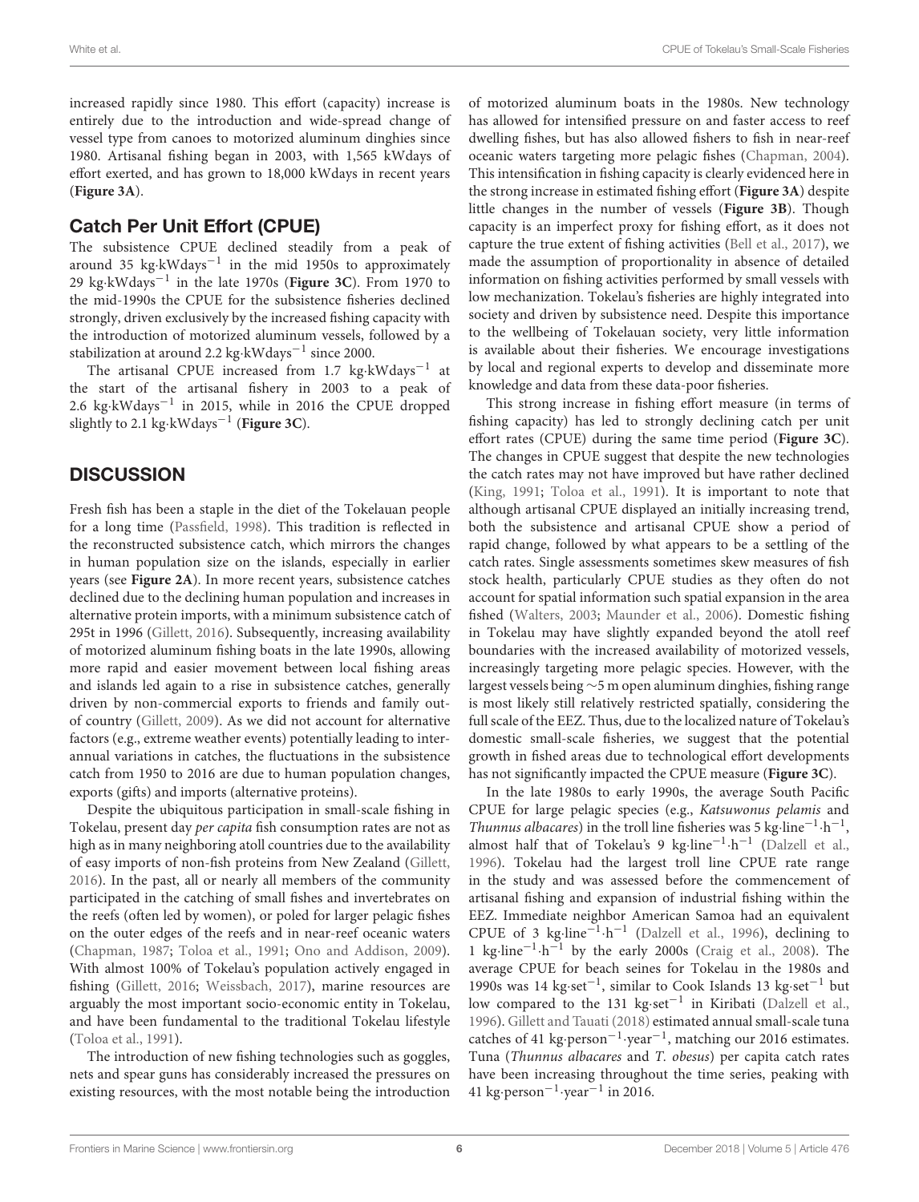increased rapidly since 1980. This effort (capacity) increase is entirely due to the introduction and wide-spread change of vessel type from canoes to motorized aluminum dinghies since 1980. Artisanal fishing began in 2003, with 1,565 kWdays of effort exerted, and has grown to 18,000 kWdays in recent years (**Figure 3A**).

## Catch Per Unit Effort (CPUE)

The subsistence CPUE declined steadily from a peak of around 35 kg·kWdays$^{-1}$ in the mid 1950s to approximately 29 kg·kWdays$^{-1}$ in the late 1970s (**Figure 3C**). From 1970 to the mid-1990s the CPUE for the subsistence fisheries declined strongly, driven exclusively by the increased fishing capacity with the introduction of motorized aluminum vessels, followed by a stabilization at around 2.2 kg·kWdays$^{-1}$ since 2000.

The artisanal CPUE increased from 1.7 kg·kWdays$^{-1}$ at the start of the artisanal fishery in 2003 to a peak of 2.6 kg·kWdays$^{-1}$ in 2015, while in 2016 the CPUE dropped slightly to 2.1 kg·kWdays$^{-1}$ (**Figure 3C**).

# DISCUSSION

Fresh fish has been a staple in the diet of the Tokelauan people for a long time (Passfield, 1998). This tradition is reflected in the reconstructed subsistence catch, which mirrors the changes in human population size on the islands, especially in earlier years (see **Figure 2A**). In more recent years, subsistence catches declined due to the declining human population and increases in alternative protein imports, with a minimum subsistence catch of 295t in 1996 (Gillett, 2016). Subsequently, increasing availability of motorized aluminum fishing boats in the late 1990s, allowing more rapid and easier movement between local fishing areas and islands led again to a rise in subsistence catches, generally driven by non-commercial exports to friends and family out-of country (Gillett, 2009). As we did not account for alternative factors (e.g., extreme weather events) potentially leading to inter-annual variations in catches, the fluctuations in the subsistence catch from 1950 to 2016 are due to human population changes, exports (gifts) and imports (alternative proteins).

Despite the ubiquitous participation in small-scale fishing in Tokelau, present day *per capita* fish consumption rates are not as high as in many neighboring atoll countries due to the availability of easy imports of non-fish proteins from New Zealand (Gillett, 2016). In the past, all or nearly all members of the community participated in the catching of small fishes and invertebrates on the reefs (often led by women), or poled for larger pelagic fishes on the outer edges of the reefs and in near-reef oceanic waters (Chapman, 1987; Toloa et al., 1991; Ono and Addison, 2009). With almost 100% of Tokelau's population actively engaged in fishing (Gillett, 2016; Weissbach, 2017), marine resources are arguably the most important socio-economic entity in Tokelau, and have been fundamental to the traditional Tokelau lifestyle (Toloa et al., 1991).

The introduction of new fishing technologies such as goggles, nets and spear guns has considerably increased the pressures on existing resources, with the most notable being the introduction of motorized aluminum boats in the 1980s. New technology has allowed for intensified pressure on and faster access to reef dwelling fishes, but has also allowed fishers to fish in near-reef oceanic waters targeting more pelagic fishes (Chapman, 2004). This intensification in fishing capacity is clearly evidenced here in the strong increase in estimated fishing effort (**Figure 3A**) despite little changes in the number of vessels (**Figure 3B**). Though capacity is an imperfect proxy for fishing effort, as it does not capture the true extent of fishing activities (Bell et al., 2017), we made the assumption of proportionality in absence of detailed information on fishing activities performed by small vessels with low mechanization. Tokelau's fisheries are highly integrated into society and driven by subsistence need. Despite this importance to the wellbeing of Tokelauan society, very little information is available about their fisheries. We encourage investigations by local and regional experts to develop and disseminate more knowledge and data from these data-poor fisheries.

This strong increase in fishing effort measure (in terms of fishing capacity) has led to strongly declining catch per unit effort rates (CPUE) during the same time period (**Figure 3C**). The changes in CPUE suggest that despite the new technologies the catch rates may not have improved but have rather declined (King, 1991; Toloa et al., 1991). It is important to note that although artisanal CPUE displayed an initially increasing trend, both the subsistence and artisanal CPUE show a period of rapid change, followed by what appears to be a settling of the catch rates. Single assessments sometimes skew measures of fish stock health, particularly CPUE studies as they often do not account for spatial information such spatial expansion in the area fished (Walters, 2003; Maunder et al., 2006). Domestic fishing in Tokelau may have slightly expanded beyond the atoll reef boundaries with the increased availability of motorized vessels, increasingly targeting more pelagic species. However, with the largest vessels being ~5 m open aluminum dinghies, fishing range is most likely still relatively restricted spatially, considering the full scale of the EEZ. Thus, due to the localized nature of Tokelau's domestic small-scale fisheries, we suggest that the potential growth in fished areas due to technological effort developments has not significantly impacted the CPUE measure (**Figure 3C**).

In the late 1980s to early 1990s, the average South Pacific CPUE for large pelagic species (e.g., *Katsuwonus pelamis* and *Thunnus albacares*) in the troll line fisheries was 5 kg·line$^{-1}$·h$^{-1}$, almost half that of Tokelau's 9 kg·line$^{-1}$·h$^{-1}$ (Dalzell et al., 1996). Tokelau had the largest troll line CPUE rate range in the study and was assessed before the commencement of artisanal fishing and expansion of industrial fishing within the EEZ. Immediate neighbor American Samoa had an equivalent CPUE of 3 kg·line$^{-1}$·h$^{-1}$ (Dalzell et al., 1996), declining to 1 kg·line$^{-1}$·h$^{-1}$ by the early 2000s (Craig et al., 2008). The average CPUE for beach seines for Tokelau in the 1980s and 1990s was 14 kg·set$^{-1}$, similar to Cook Islands 13 kg·set$^{-1}$ but low compared to the 131 kg·set$^{-1}$ in Kiribati (Dalzell et al., 1996). Gillett and Tauati (2018) estimated annual small-scale tuna catches of 41 kg·person$^{-1}$·year$^{-1}$, matching our 2016 estimates. Tuna (*Thunnus albacares* and *T. obesus*) per capita catch rates have been increasing throughout the time series, peaking with 41 kg·person$^{-1}$·year$^{-1}$ in 2016.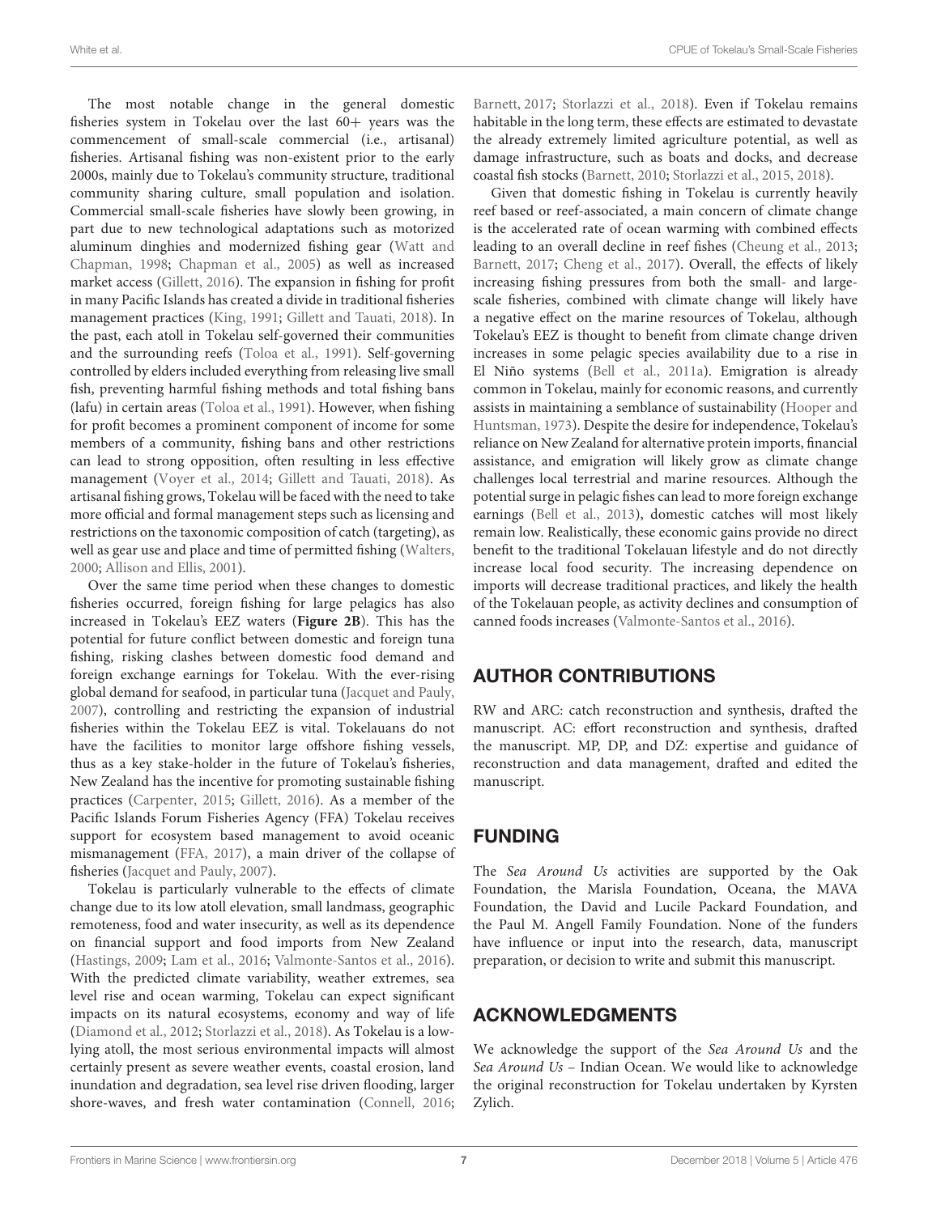The most notable change in the general domestic fisheries system in Tokelau over the last 60+ years was the commencement of small-scale commercial (i.e., artisanal) fisheries. Artisanal fishing was non-existent prior to the early 2000s, mainly due to Tokelau's community structure, traditional community sharing culture, small population and isolation. Commercial small-scale fisheries have slowly been growing, in part due to new technological adaptations such as motorized aluminum dinghies and modernized fishing gear (Watt and Chapman, 1998; Chapman et al., 2005) as well as increased market access (Gillett, 2016). The expansion in fishing for profit in many Pacific Islands has created a divide in traditional fisheries management practices (King, 1991; Gillett and Tauati, 2018). In the past, each atoll in Tokelau self-governed their communities and the surrounding reefs (Toloa et al., 1991). Self-governing controlled by elders included everything from releasing live small fish, preventing harmful fishing methods and total fishing bans (lafu) in certain areas (Toloa et al., 1991). However, when fishing for profit becomes a prominent component of income for some members of a community, fishing bans and other restrictions can lead to strong opposition, often resulting in less effective management (Voyer et al., 2014; Gillett and Tauati, 2018). As artisanal fishing grows, Tokelau will be faced with the need to take more official and formal management steps such as licensing and restrictions on the taxonomic composition of catch (targeting), as well as gear use and place and time of permitted fishing (Walters, 2000; Allison and Ellis, 2001).

Over the same time period when these changes to domestic fisheries occurred, foreign fishing for large pelagics has also increased in Tokelau's EEZ waters (**Figure 2B**). This has the potential for future conflict between domestic and foreign tuna fishing, risking clashes between domestic food demand and foreign exchange earnings for Tokelau. With the ever-rising global demand for seafood, in particular tuna (Jacquet and Pauly, 2007), controlling and restricting the expansion of industrial fisheries within the Tokelau EEZ is vital. Tokelauans do not have the facilities to monitor large offshore fishing vessels, thus as a key stake-holder in the future of Tokelau's fisheries, New Zealand has the incentive for promoting sustainable fishing practices (Carpenter, 2015; Gillett, 2016). As a member of the Pacific Islands Forum Fisheries Agency (FFA) Tokelau receives support for ecosystem based management to avoid oceanic mismanagement (FFA, 2017), a main driver of the collapse of fisheries (Jacquet and Pauly, 2007).

Tokelau is particularly vulnerable to the effects of climate change due to its low atoll elevation, small landmass, geographic remoteness, food and water insecurity, as well as its dependence on financial support and food imports from New Zealand (Hastings, 2009; Lam et al., 2016; Valmonte-Santos et al., 2016). With the predicted climate variability, weather extremes, sea level rise and ocean warming, Tokelau can expect significant impacts on its natural ecosystems, economy and way of life (Diamond et al., 2012; Storlazzi et al., 2018). As Tokelau is a low-lying atoll, the most serious environmental impacts will almost certainly present as severe weather events, coastal erosion, land inundation and degradation, sea level rise driven flooding, larger shore-waves, and fresh water contamination (Connell, 2016; Barnett, 2017; Storlazzi et al., 2018). Even if Tokelau remains habitable in the long term, these effects are estimated to devastate the already extremely limited agriculture potential, as well as damage infrastructure, such as boats and docks, and decrease coastal fish stocks (Barnett, 2010; Storlazzi et al., 2015, 2018).

Given that domestic fishing in Tokelau is currently heavily reef based or reef-associated, a main concern of climate change is the accelerated rate of ocean warming with combined effects leading to an overall decline in reef fishes (Cheung et al., 2013; Barnett, 2017; Cheng et al., 2017). Overall, the effects of likely increasing fishing pressures from both the small- and large-scale fisheries, combined with climate change will likely have a negative effect on the marine resources of Tokelau, although Tokelau's EEZ is thought to benefit from climate change driven increases in some pelagic species availability due to a rise in El Niño systems (Bell et al., 2011a). Emigration is already common in Tokelau, mainly for economic reasons, and currently assists in maintaining a semblance of sustainability (Hooper and Huntsman, 1973). Despite the desire for independence, Tokelau's reliance on New Zealand for alternative protein imports, financial assistance, and emigration will likely grow as climate change challenges local terrestrial and marine resources. Although the potential surge in pelagic fishes can lead to more foreign exchange earnings (Bell et al., 2013), domestic catches will most likely remain low. Realistically, these economic gains provide no direct benefit to the traditional Tokelauan lifestyle and do not directly increase local food security. The increasing dependence on imports will decrease traditional practices, and likely the health of the Tokelauan people, as activity declines and consumption of canned foods increases (Valmonte-Santos et al., 2016).

## AUTHOR CONTRIBUTIONS

RW and ARC: catch reconstruction and synthesis, drafted the manuscript. AC: effort reconstruction and synthesis, drafted the manuscript. MP, DP, and DZ: expertise and guidance of reconstruction and data management, drafted and edited the manuscript.

## FUNDING

The *Sea Around Us* activities are supported by the Oak Foundation, the Marisla Foundation, Oceana, the MAVA Foundation, the David and Lucile Packard Foundation, and the Paul M. Angell Family Foundation. None of the funders have influence or input into the research, data, manuscript preparation, or decision to write and submit this manuscript.

## ACKNOWLEDGMENTS

We acknowledge the support of the *Sea Around Us* and the *Sea Around Us* – Indian Ocean. We would like to acknowledge the original reconstruction for Tokelau undertaken by Kyrsten Zylich.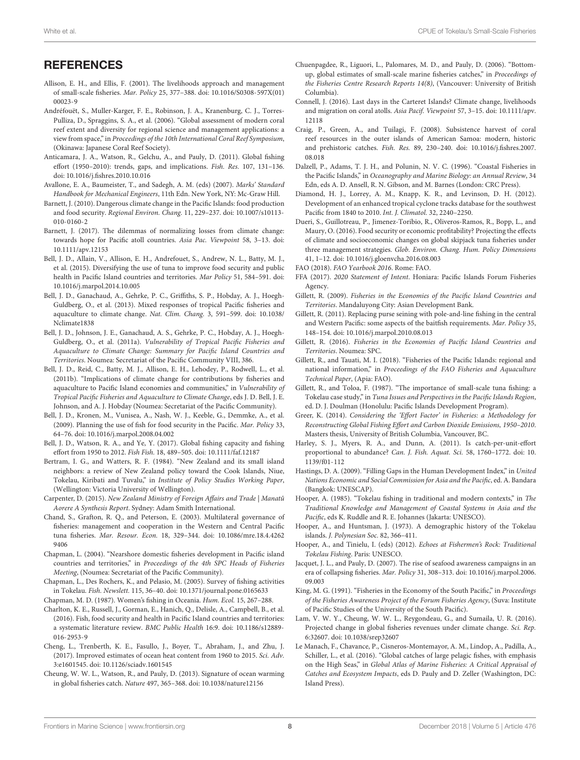## REFERENCES

Allison, E. H., and Ellis, F. (2001). The livelihoods approach and management of small-scale fisheries. *Mar. Policy* 25, 377–388. doi: 10.1016/S0308-597X(01)00023-9

Andréfouët, S., Muller-Karger, F. E., Robinson, J. A., Kranenburg, C. J., Torres-Pulliza, D., Spraggins, S. A., et al. (2006). "Global assessment of modern coral reef extent and diversity for regional science and management applications: a view from space," in *Proceedings of the 10th International Coral Reef Symposium*, (Okinawa: Japanese Coral Reef Society).

Anticamara, J. A., Watson, R., Gelchu, A., and Pauly, D. (2011). Global fishing effort (1950–2010): trends, gaps, and implications. *Fish. Res.* 107, 131–136. doi: 10.1016/j.fishres.2010.10.016

Avallone, E. A., Baumeister, T., and Sadegh, A. M. (eds) (2007). *Marks' Standard Handbook for Mechanical Engineers*, 11th Edn. New York, NY: Mc-Graw Hill.

Barnett, J. (2010). Dangerous climate change in the Pacific Islands: food production and food security. *Regional Environ. Chang.* 11, 229–237. doi: 10.1007/s10113-010-0160-2

Barnett, J. (2017). The dilemmas of normalizing losses from climate change: towards hope for Pacific atoll countries. *Asia Pac. Viewpoint* 58, 3–13. doi: 10.1111/apv.12153

Bell, J. D., Allain, V., Allison, E. H., Andrefouet, S., Andrew, N. L., Batty, M. J., et al. (2015). Diversifying the use of tuna to improve food security and public health in Pacific Island countries and territories. *Mar Policy* 51, 584–591. doi: 10.1016/j.marpol.2014.10.005

Bell, J. D., Ganachaud, A., Gehrke, P. C., Griffiths, S. P., Hobday, A. J., Hoegh-Guldberg, O., et al. (2013). Mixed responses of tropical Pacific fisheries and aquaculture to climate change. *Nat. Clim. Chang.* 3, 591–599. doi: 10.1038/Nclimate1838

Bell, J. D., Johnson, J. E., Ganachaud, A. S., Gehrke, P. C., Hobday, A. J., Hoegh-Guldberg, O., et al. (2011a). *Vulnerability of Tropical Pacific Fisheries and Aquaculture to Climate Change: Summary for Pacific Island Countries and Territories*. Noumea: Secretariat of the Pacific Community VIII, 386.

Bell, J. D., Reid, C., Batty, M. J., Allison, E. H., Lehodey, P., Rodwell, L., et al. (2011b). "Implications of climate change for contributions by fisheries and aquaculture to Pacific Island economies and communities," in *Vulnerability of Tropical Pacific Fisheries and Aquaculture to Climate Change*, eds J. D. Bell, J. E. Johnson, and A. J. Hobday (Noumea: Secretariat of the Pacific Community).

Bell, J. D., Kronen, M., Vunisea, A., Nash, W. J., Keeble, G., Demmke, A., et al. (2009). Planning the use of fish for food security in the Pacific. *Mar. Policy* 33, 64–76. doi: 10.1016/j.marpol.2008.04.002

Bell, J. D., Watson, R. A., and Ye, Y. (2017). Global fishing capacity and fishing effort from 1950 to 2012. *Fish Fish.* 18, 489–505. doi: 10.1111/faf.12187

Bertram, I. G., and Watters, R. F. (1984). "New Zealand and its small island neighbors: a review of New Zealand policy toward the Cook Islands, Niue, Tokelau, Kiribati and Tuvalu," in *Institute of Policy Studies Working Paper*, (Wellington: Victoria University of Wellington).

Carpenter, D. (2015). *New Zealand Ministry of Foreign Affairs and Trade | Manatū Aorere A Synthesis Report*. Sydney: Adam Smith International.

Chand, S., Grafton, R. Q., and Peterson, E. (2003). Multilateral governance of fisheries: management and cooperation in the Western and Central Pacific tuna fisheries. *Mar. Resour. Econ.* 18, 329–344. doi: 10.1086/mre.18.4.42629406

Chapman, L. (2004). "Nearshore domestic fisheries development in Pacific island countries and territories," in *Proceedings of the 4th SPC Heads of Fisheries Meeting*, (Noumea: Secretariat of the Pacific Community).

Chapman, L., Des Rochers, K., and Pelasio, M. (2005). Survey of fishing activities in Tokelau. *Fish. Newslett.* 115, 36–40. doi: 10.1371/journal.pone.0165633

Chapman, M. D. (1987). Women's fishing in Oceania. *Hum. Ecol.* 15, 267–288.

Charlton, K. E., Russell, J., Gorman, E., Hanich, Q., Delisle, A., Campbell, B., et al. (2016). Fish, food security and health in Pacific Island countries and territories: a systematic literature review. *BMC Public Health* 16:9. doi: 10.1186/s12889-016-2953-9

Cheng, L., Trenberth, K. E., Fasullo, J., Boyer, T., Abraham, J., and Zhu, J. (2017). Improved estimates of ocean heat content from 1960 to 2015. *Sci. Adv.* 3:e1601545. doi: 10.1126/sciadv.1601545

Cheung, W. W. L., Watson, R., and Pauly, D. (2013). Signature of ocean warming in global fisheries catch. *Nature* 497, 365–368. doi: 10.1038/nature12156

Chuenpagdee, R., Liguori, L., Palomares, M. D., and Pauly, D. (2006). "Bottom-up, global estimates of small-scale marine fisheries catches," in *Proceedings of the Fisheries Centre Research Reports 14(8)*, (Vancouver: University of British Columbia).

Connell, J. (2016). Last days in the Carteret Islands? Climate change, livelihoods and migration on coral atolls. *Asia Pacif. Viewpoint* 57, 3–15. doi: 10.1111/apv.12118

Craig, P., Green, A., and Tuilagi, F. (2008). Subsistence harvest of coral reef resources in the outer islands of American Samoa: modern, historic and prehistoric catches. *Fish. Res.* 89, 230–240. doi: 10.1016/j.fishres.2007.08.018

Dalzell, P., Adams, T. J. H., and Polunin, N. V. C. (1996). "Coastal Fisheries in the Pacific Islands," in *Oceanography and Marine Biology: an Annual Review*, 34 Edn, eds A. D. Ansell, R. N. Gibson, and M. Barnes (London: CRC Press).

Diamond, H. J., Lorrey, A. M., Knapp, K. R., and Levinson, D. H. (2012). Development of an enhanced tropical cyclone tracks database for the southwest Pacific from 1840 to 2010. *Int. J. Climatol.* 32, 2240–2250.

Dueri, S., Guillotreau, P., Jimenez-Toribio, R., Oliveros-Ramos, R., Bopp, L., and Maury, O. (2016). Food security or economic profitability? Projecting the effects of climate and socioeconomic changes on global skipjack tuna fisheries under three management strategies. *Glob. Environ. Chang. Hum. Policy Dimensions* 41, 1–12. doi: 10.1016/j.gloenvcha.2016.08.003

FAO (2018). *FAO Yearbook 2016*. Rome: FAO.

FFA (2017). *2020 Statement of Intent*. Honiara: Pacific Islands Forum Fisheries Agency.

Gillett, R. (2009). *Fisheries in the Economies of the Pacific Island Countries and Territories*. Mandaluyong City: Asian Development Bank.

Gillett, R. (2011). Replacing purse seining with pole-and-line fishing in the central and Western Pacific: some aspects of the baitfish requirements. *Mar. Policy* 35, 148–154. doi: 10.1016/j.marpol.2010.08.013

Gillett, R. (2016). *Fisheries in the Economies of Pacific Island Countries and Territories*. Noumea: SPC.

Gillett, R., and Tauati, M. I. (2018). "Fisheries of the Pacific Islands: regional and national information," in *Proceedings of the FAO Fisheries and Aquaculture Technical Paper*, (Apia: FAO).

Gillett, R., and Toloa, F. (1987). "The importance of small-scale tuna fishing: a Tokelau case study," in *Tuna Issues and Perspectives in the Pacific Islands Region*, ed. D. J. Doulman (Honolulu: Pacific Islands Development Program).

Greer, K. (2014). *Considering the 'Effort Factor' in Fisheries: a Methodology for Reconstructing Global Fishing Effort and Carbon Dioxide Emissions, 1950–2010*. Masters thesis, University of British Columbia, Vancouver, BC.

Harley, S. J., Myers, R. A., and Dunn, A. (2011). Is catch-per-unit-effort proportional to abundance? *Can. J. Fish. Aquat. Sci.* 58, 1760–1772. doi: 10.1139/f01-112

Hastings, D. A. (2009). "Filling Gaps in the Human Development Index," in *United Nations Economic and Social Commission for Asia and the Pacific*, ed. A. Bandara (Bangkok: UNESCAP).

Hooper, A. (1985). "Tokelau fishing in traditional and modern contexts," in *The Traditional Knowledge and Management of Coastal Systems in Asia and the Pacific*, eds K. Ruddle and R. E. Johannes (Jakarta: UNESCO).

Hooper, A., and Huntsman, J. (1973). A demographic history of the Tokelau islands. *J. Polynesian Soc.* 82, 366–411.

Hooper, A., and Tinielu, I. (eds) (2012). *Echoes at Fishermen's Rock: Traditional Tokelau Fishing*. Paris: UNESCO.

Jacquet, J. L., and Pauly, D. (2007). The rise of seafood awareness campaigns in an era of collapsing fisheries. *Mar. Policy* 31, 308–313. doi: 10.1016/j.marpol.2006.09.003

King, M. G. (1991). "Fisheries in the Economy of the South Pacific," in *Proceedings of the Fisheries Awareness Project of the Forum Fisheries Agency*, (Suva: Institute of Pacific Studies of the University of the South Pacific).

Lam, V. W. Y., Cheung, W. W. L., Reygondeau, G., and Sumaila, U. R. (2016). Projected change in global fisheries revenues under climate change. *Sci. Rep.* 6:32607. doi: 10.1038/srep32607

Le Manach, F., Chavance, P., Cisneros-Montemayor, A. M., Lindop, A., Padilla, A., Schiller, L., et al. (2016). "Global catches of large pelagic fishes, with emphasis on the High Seas," in *Global Atlas of Marine Fisheries: A Critical Appraisal of Catches and Ecosystem Impacts*, eds D. Pauly and D. Zeller (Washington, DC: Island Press).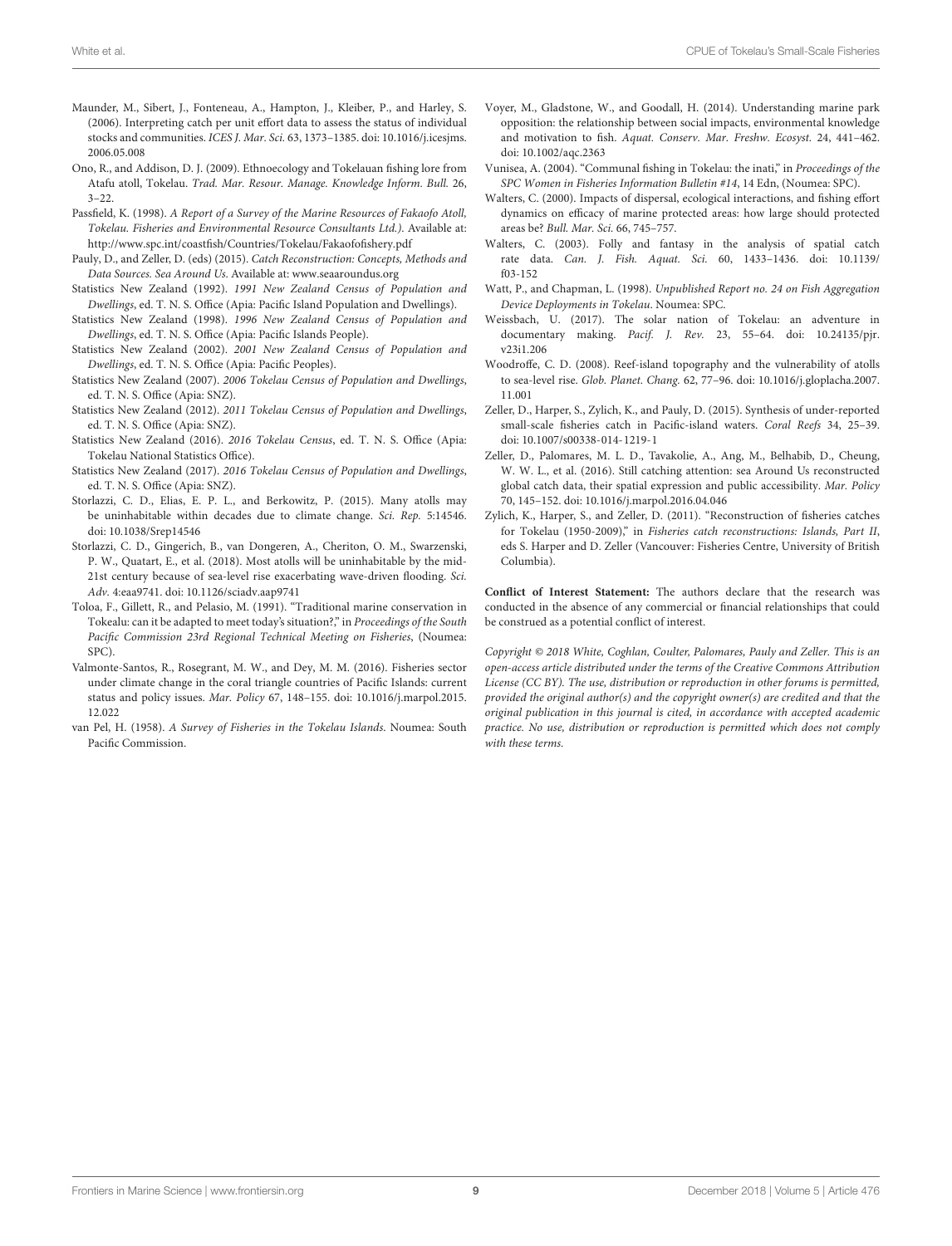Maunder, M., Sibert, J., Fonteneau, A., Hampton, J., Kleiber, P., and Harley, S. (2006). Interpreting catch per unit effort data to assess the status of individual stocks and communities. *ICES J. Mar. Sci.* 63, 1373–1385. doi: 10.1016/j.icesjms.2006.05.008

Ono, R., and Addison, D. J. (2009). Ethnoecology and Tokelauan fishing lore from Atafu atoll, Tokelau. *Trad. Mar. Resour. Manage. Knowledge Inform. Bull.* 26, 3–22.

Passfield, K. (1998). *A Report of a Survey of the Marine Resources of Fakaofo Atoll, Tokelau. Fisheries and Environmental Resource Consultants Ltd.)*. Available at: http://www.spc.int/coastfish/Countries/Tokelau/Fakaofofishery.pdf

Pauly, D., and Zeller, D. (eds) (2015). *Catch Reconstruction: Concepts, Methods and Data Sources. Sea Around Us*. Available at: www.seaaroundus.org

Statistics New Zealand (1992). *1991 New Zealand Census of Population and Dwellings*, ed. T. N. S. Office (Apia: Pacific Island Population and Dwellings).

Statistics New Zealand (1998). *1996 New Zealand Census of Population and Dwellings*, ed. T. N. S. Office (Apia: Pacific Islands People).

Statistics New Zealand (2002). *2001 New Zealand Census of Population and Dwellings*, ed. T. N. S. Office (Apia: Pacific Peoples).

Statistics New Zealand (2007). *2006 Tokelau Census of Population and Dwellings*, ed. T. N. S. Office (Apia: SNZ).

Statistics New Zealand (2012). *2011 Tokelau Census of Population and Dwellings*, ed. T. N. S. Office (Apia: SNZ).

Statistics New Zealand (2016). *2016 Tokelau Census*, ed. T. N. S. Office (Apia: Tokelau National Statistics Office).

Statistics New Zealand (2017). *2016 Tokelau Census of Population and Dwellings*, ed. T. N. S. Office (Apia: SNZ).

Storlazzi, C. D., Elias, E. P. L., and Berkowitz, P. (2015). Many atolls may be uninhabitable within decades due to climate change. *Sci. Rep.* 5:14546. doi: 10.1038/Srep14546

Storlazzi, C. D., Gingerich, B., van Dongeren, A., Cheriton, O. M., Swarzenski, P. W., Quatart, E., et al. (2018). Most atolls will be uninhabitable by the mid-21st century because of sea-level rise exacerbating wave-driven flooding. *Sci. Adv.* 4:eaa9741. doi: 10.1126/sciadv.aap9741

Toloa, F., Gillett, R., and Pelasio, M. (1991). "Traditional marine conservation in Tokealu: can it be adapted to meet today's situation?," in *Proceedings of the South Pacific Commission 23rd Regional Technical Meeting on Fisheries*, (Noumea: SPC).

Valmonte-Santos, R., Rosegrant, M. W., and Dey, M. M. (2016). Fisheries sector under climate change in the coral triangle countries of Pacific Islands: current status and policy issues. *Mar. Policy* 67, 148–155. doi: 10.1016/j.marpol.2015.12.022

van Pel, H. (1958). *A Survey of Fisheries in the Tokelau Islands*. Noumea: South Pacific Commission.

Voyer, M., Gladstone, W., and Goodall, H. (2014). Understanding marine park opposition: the relationship between social impacts, environmental knowledge and motivation to fish. *Aquat. Conserv. Mar. Freshw. Ecosyst.* 24, 441–462. doi: 10.1002/aqc.2363

Vunisea, A. (2004). "Communal fishing in Tokelau: the inati," in *Proceedings of the SPC Women in Fisheries Information Bulletin #14*, 14 Edn, (Noumea: SPC).

Walters, C. (2000). Impacts of dispersal, ecological interactions, and fishing effort dynamics on efficacy of marine protected areas: how large should protected areas be? *Bull. Mar. Sci.* 66, 745–757.

Walters, C. (2003). Folly and fantasy in the analysis of spatial catch rate data. *Can. J. Fish. Aquat. Sci.* 60, 1433–1436. doi: 10.1139/f03-152

Watt, P., and Chapman, L. (1998). *Unpublished Report no. 24 on Fish Aggregation Device Deployments in Tokelau*. Noumea: SPC.

Weissbach, U. (2017). The solar nation of Tokelau: an adventure in documentary making. *Pacif. J. Rev.* 23, 55–64. doi: 10.24135/pjr.v23i1.206

Woodroffe, C. D. (2008). Reef-island topography and the vulnerability of atolls to sea-level rise. *Glob. Planet. Chang.* 62, 77–96. doi: 10.1016/j.gloplacha.2007.11.001

Zeller, D., Harper, S., Zylich, K., and Pauly, D. (2015). Synthesis of under-reported small-scale fisheries catch in Pacific-island waters. *Coral Reefs* 34, 25–39. doi: 10.1007/s00338-014-1219-1

Zeller, D., Palomares, M. L. D., Tavakolie, A., Ang, M., Belhabib, D., Cheung, W. W. L., et al. (2016). Still catching attention: sea Around Us reconstructed global catch data, their spatial expression and public accessibility. *Mar. Policy* 70, 145–152. doi: 10.1016/j.marpol.2016.04.046

Zylich, K., Harper, S., and Zeller, D. (2011). "Reconstruction of fisheries catches for Tokelau (1950-2009)," in *Fisheries catch reconstructions: Islands, Part II*, eds S. Harper and D. Zeller (Vancouver: Fisheries Centre, University of British Columbia).

**Conflict of Interest Statement:** The authors declare that the research was conducted in the absence of any commercial or financial relationships that could be construed as a potential conflict of interest.

*Copyright © 2018 White, Coghlan, Coulter, Palomares, Pauly and Zeller. This is an open-access article distributed under the terms of the Creative Commons Attribution License (CC BY). The use, distribution or reproduction in other forums is permitted, provided the original author(s) and the copyright owner(s) are credited and that the original publication in this journal is cited, in accordance with accepted academic practice. No use, distribution or reproduction is permitted which does not comply with these terms.*